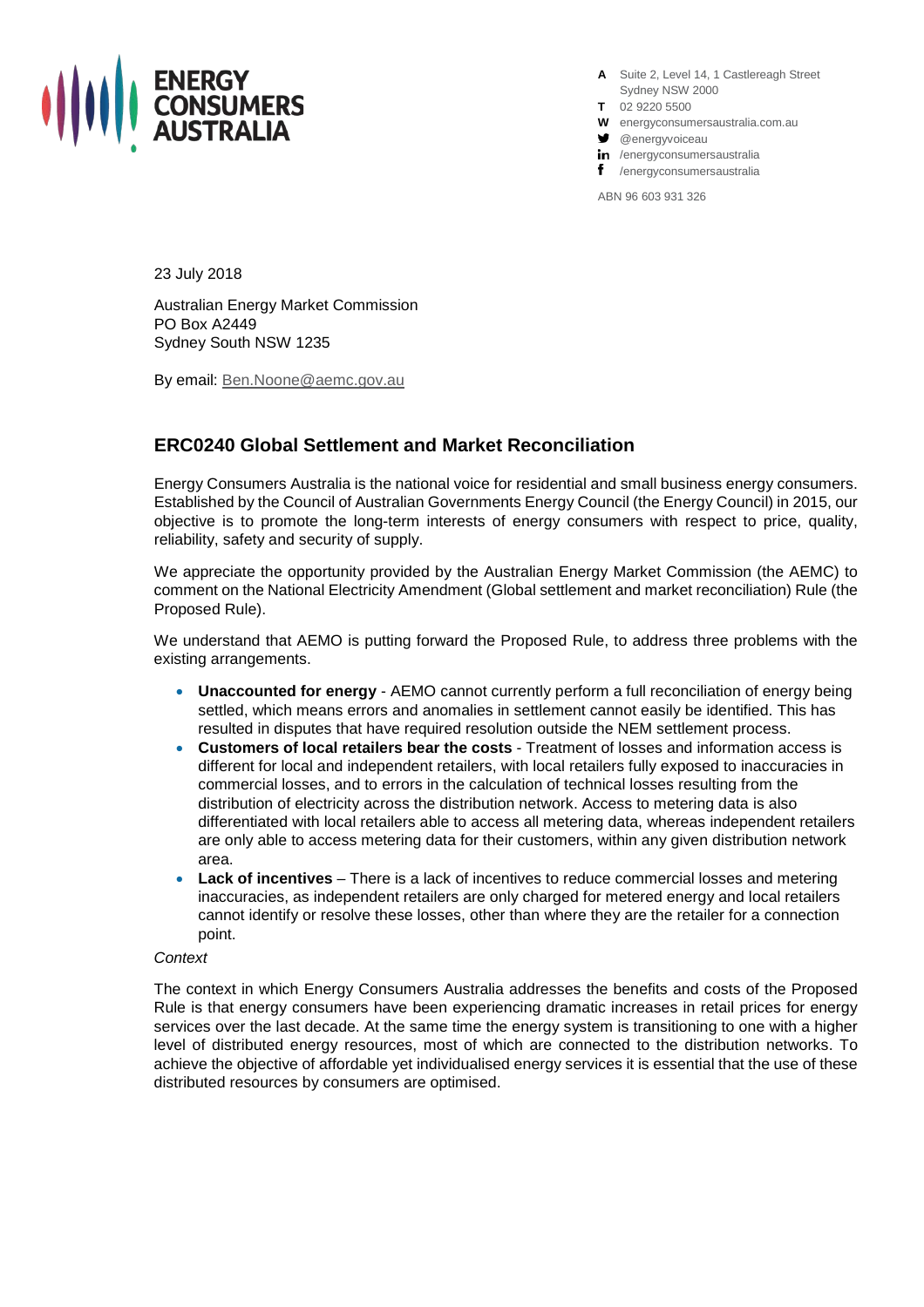**ENERGY CONSUMERS AUSTRALIA**

A Suite 2, Level 14, 1 Castlereagh Street
Sydney NSW 2000
T 02 9220 5500
W energyconsumersaustralia.com.au
@energyvoiceau
/energyconsumersaustralia
/energyconsumersaustralia

ABN 96 603 931 326

23 July 2018

Australian Energy Market Commission
PO Box A2449
Sydney South NSW 1235

By email: Ben.Noone@aemc.gov.au

## ERC0240 Global Settlement and Market Reconciliation

Energy Consumers Australia is the national voice for residential and small business energy consumers. Established by the Council of Australian Governments Energy Council (the Energy Council) in 2015, our objective is to promote the long-term interests of energy consumers with respect to price, quality, reliability, safety and security of supply.

We appreciate the opportunity provided by the Australian Energy Market Commission (the AEMC) to comment on the National Electricity Amendment (Global settlement and market reconciliation) Rule (the Proposed Rule).

We understand that AEMO is putting forward the Proposed Rule, to address three problems with the existing arrangements.

- **Unaccounted for energy** - AEMO cannot currently perform a full reconciliation of energy being settled, which means errors and anomalies in settlement cannot easily be identified. This has resulted in disputes that have required resolution outside the NEM settlement process.
- **Customers of local retailers bear the costs** - Treatment of losses and information access is different for local and independent retailers, with local retailers fully exposed to inaccuracies in commercial losses, and to errors in the calculation of technical losses resulting from the distribution of electricity across the distribution network. Access to metering data is also differentiated with local retailers able to access all metering data, whereas independent retailers are only able to access metering data for their customers, within any given distribution network area.
- **Lack of incentives** – There is a lack of incentives to reduce commercial losses and metering inaccuracies, as independent retailers are only charged for metered energy and local retailers cannot identify or resolve these losses, other than where they are the retailer for a connection point.

*Context*

The context in which Energy Consumers Australia addresses the benefits and costs of the Proposed Rule is that energy consumers have been experiencing dramatic increases in retail prices for energy services over the last decade. At the same time the energy system is transitioning to one with a higher level of distributed energy resources, most of which are connected to the distribution networks. To achieve the objective of affordable yet individualised energy services it is essential that the use of these distributed resources by consumers are optimised.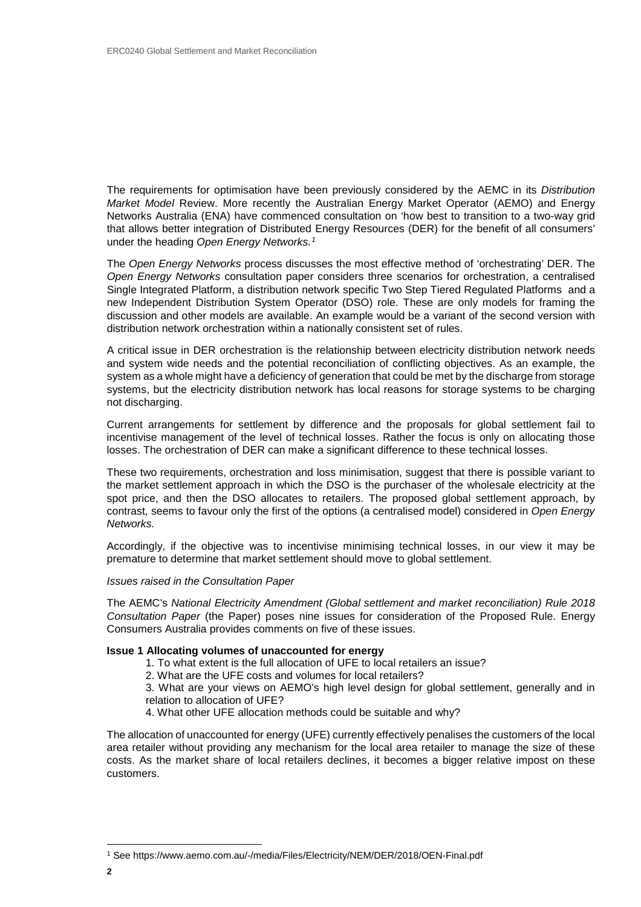The requirements for optimisation have been previously considered by the AEMC in its *Distribution Market Model* Review. More recently the Australian Energy Market Operator (AEMO) and Energy Networks Australia (ENA) have commenced consultation on 'how best to transition to a two-way grid that allows better integration of Distributed Energy Resources (DER) for the benefit of all consumers' under the heading *Open Energy Networks.*[1]

The *Open Energy Networks* process discusses the most effective method of 'orchestrating' DER. The *Open Energy Networks* consultation paper considers three scenarios for orchestration, a centralised Single Integrated Platform, a distribution network specific Two Step Tiered Regulated Platforms and a new Independent Distribution System Operator (DSO) role. These are only models for framing the discussion and other models are available. An example would be a variant of the second version with distribution network orchestration within a nationally consistent set of rules.

A critical issue in DER orchestration is the relationship between electricity distribution network needs and system wide needs and the potential reconciliation of conflicting objectives. As an example, the system as a whole might have a deficiency of generation that could be met by the discharge from storage systems, but the electricity distribution network has local reasons for storage systems to be charging not discharging.

Current arrangements for settlement by difference and the proposals for global settlement fail to incentivise management of the level of technical losses. Rather the focus is only on allocating those losses. The orchestration of DER can make a significant difference to these technical losses.

These two requirements, orchestration and loss minimisation, suggest that there is possible variant to the market settlement approach in which the DSO is the purchaser of the wholesale electricity at the spot price, and then the DSO allocates to retailers. The proposed global settlement approach, by contrast, seems to favour only the first of the options (a centralised model) considered in *Open Energy Networks.*

Accordingly, if the objective was to incentivise minimising technical losses, in our view it may be premature to determine that market settlement should move to global settlement.

*Issues raised in the Consultation Paper*

The AEMC's *National Electricity Amendment (Global settlement and market reconciliation) Rule 2018 Consultation Paper* (the Paper) poses nine issues for consideration of the Proposed Rule. Energy Consumers Australia provides comments on five of these issues.

**Issue 1 Allocating volumes of unaccounted for energy**

1. To what extent is the full allocation of UFE to local retailers an issue?
2. What are the UFE costs and volumes for local retailers?
3. What are your views on AEMO's high level design for global settlement, generally and in relation to allocation of UFE?
4. What other UFE allocation methods could be suitable and why?

The allocation of unaccounted for energy (UFE) currently effectively penalises the customers of the local area retailer without providing any mechanism for the local area retailer to manage the size of these costs. As the market share of local retailers declines, it becomes a bigger relative impost on these customers.

[1] See https://www.aemo.com.au/-/media/Files/Electricity/NEM/DER/2018/OEN-Final.pdf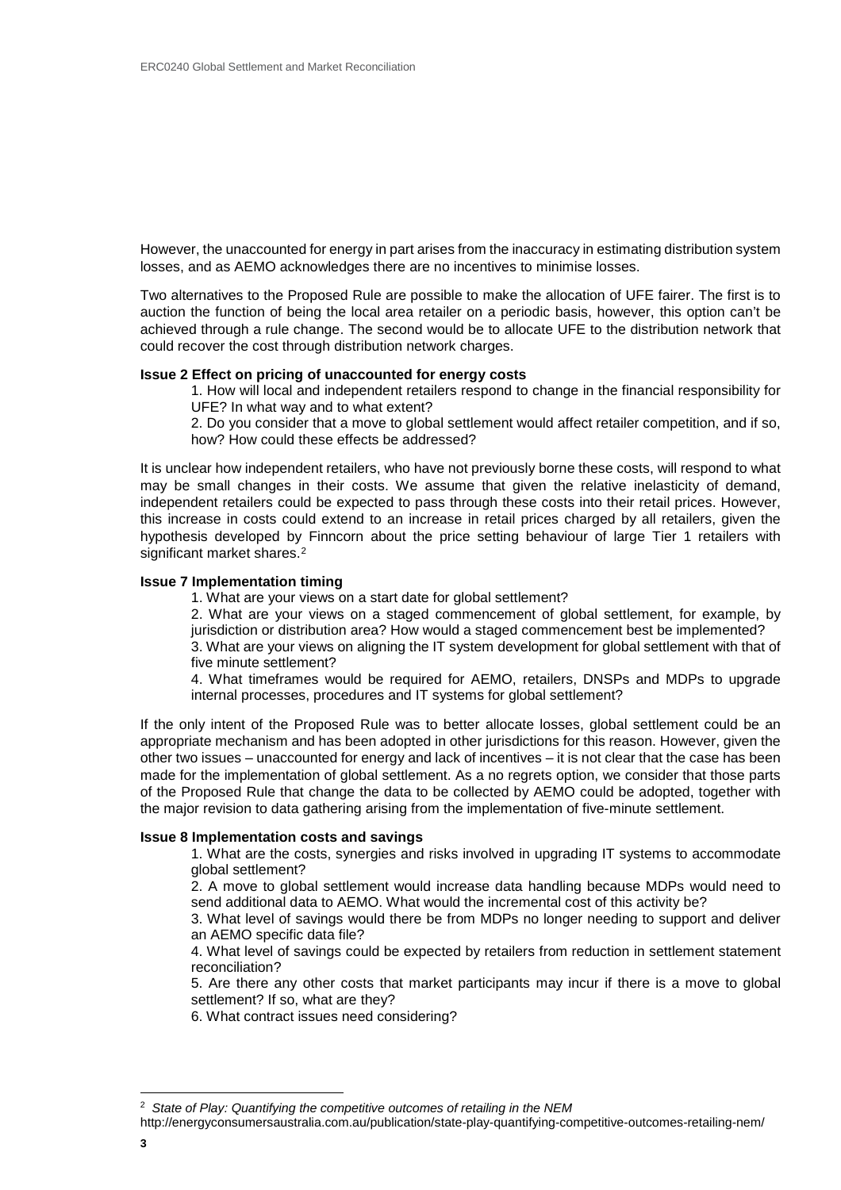However, the unaccounted for energy in part arises from the inaccuracy in estimating distribution system losses, and as AEMO acknowledges there are no incentives to minimise losses.

Two alternatives to the Proposed Rule are possible to make the allocation of UFE fairer. The first is to auction the function of being the local area retailer on a periodic basis, however, this option can't be achieved through a rule change. The second would be to allocate UFE to the distribution network that could recover the cost through distribution network charges.

**Issue 2 Effect on pricing of unaccounted for energy costs**

1. How will local and independent retailers respond to change in the financial responsibility for UFE? In what way and to what extent?
2. Do you consider that a move to global settlement would affect retailer competition, and if so, how? How could these effects be addressed?

It is unclear how independent retailers, who have not previously borne these costs, will respond to what may be small changes in their costs. We assume that given the relative inelasticity of demand, independent retailers could be expected to pass through these costs into their retail prices. However, this increase in costs could extend to an increase in retail prices charged by all retailers, given the hypothesis developed by Finncorn about the price setting behaviour of large Tier 1 retailers with significant market shares.[2]

**Issue 7 Implementation timing**

1. What are your views on a start date for global settlement?
2. What are your views on a staged commencement of global settlement, for example, by jurisdiction or distribution area? How would a staged commencement best be implemented?
3. What are your views on aligning the IT system development for global settlement with that of five minute settlement?
4. What timeframes would be required for AEMO, retailers, DNSPs and MDPs to upgrade internal processes, procedures and IT systems for global settlement?

If the only intent of the Proposed Rule was to better allocate losses, global settlement could be an appropriate mechanism and has been adopted in other jurisdictions for this reason. However, given the other two issues – unaccounted for energy and lack of incentives – it is not clear that the case has been made for the implementation of global settlement. As a no regrets option, we consider that those parts of the Proposed Rule that change the data to be collected by AEMO could be adopted, together with the major revision to data gathering arising from the implementation of five-minute settlement.

**Issue 8 Implementation costs and savings**

1. What are the costs, synergies and risks involved in upgrading IT systems to accommodate global settlement?
2. A move to global settlement would increase data handling because MDPs would need to send additional data to AEMO. What would the incremental cost of this activity be?
3. What level of savings would there be from MDPs no longer needing to support and deliver an AEMO specific data file?
4. What level of savings could be expected by retailers from reduction in settlement statement reconciliation?
5. Are there any other costs that market participants may incur if there is a move to global settlement? If so, what are they?
6. What contract issues need considering?

---

[2] *State of Play: Quantifying the competitive outcomes of retailing in the NEM* http://energyconsumersaustralia.com.au/publication/state-play-quantifying-competitive-outcomes-retailing-nem/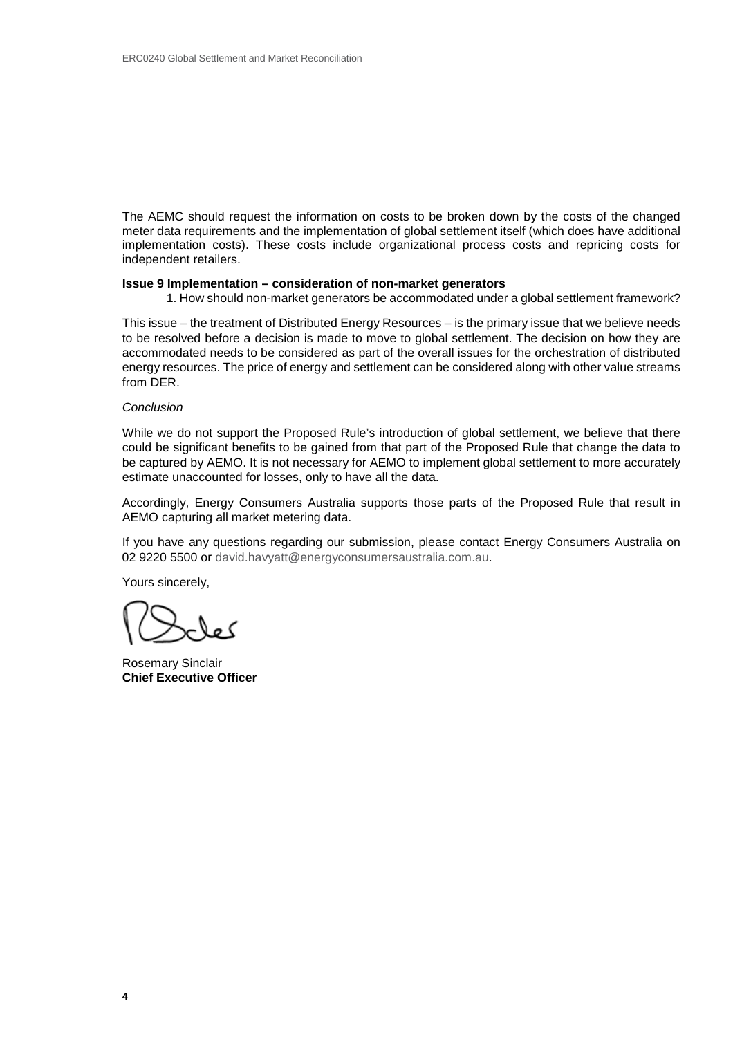The AEMC should request the information on costs to be broken down by the costs of the changed meter data requirements and the implementation of global settlement itself (which does have additional implementation costs). These costs include organizational process costs and repricing costs for independent retailers.

**Issue 9 Implementation – consideration of non-market generators**

1. How should non-market generators be accommodated under a global settlement framework?

This issue – the treatment of Distributed Energy Resources – is the primary issue that we believe needs to be resolved before a decision is made to move to global settlement. The decision on how they are accommodated needs to be considered as part of the overall issues for the orchestration of distributed energy resources. The price of energy and settlement can be considered along with other value streams from DER.

*Conclusion*

While we do not support the Proposed Rule's introduction of global settlement, we believe that there could be significant benefits to be gained from that part of the Proposed Rule that change the data to be captured by AEMO. It is not necessary for AEMO to implement global settlement to more accurately estimate unaccounted for losses, only to have all the data.

Accordingly, Energy Consumers Australia supports those parts of the Proposed Rule that result in AEMO capturing all market metering data.

If you have any questions regarding our submission, please contact Energy Consumers Australia on 02 9220 5500 or david.havyatt@energyconsumersaustralia.com.au.

Yours sincerely,

Rosemary Sinclair
**Chief Executive Officer**